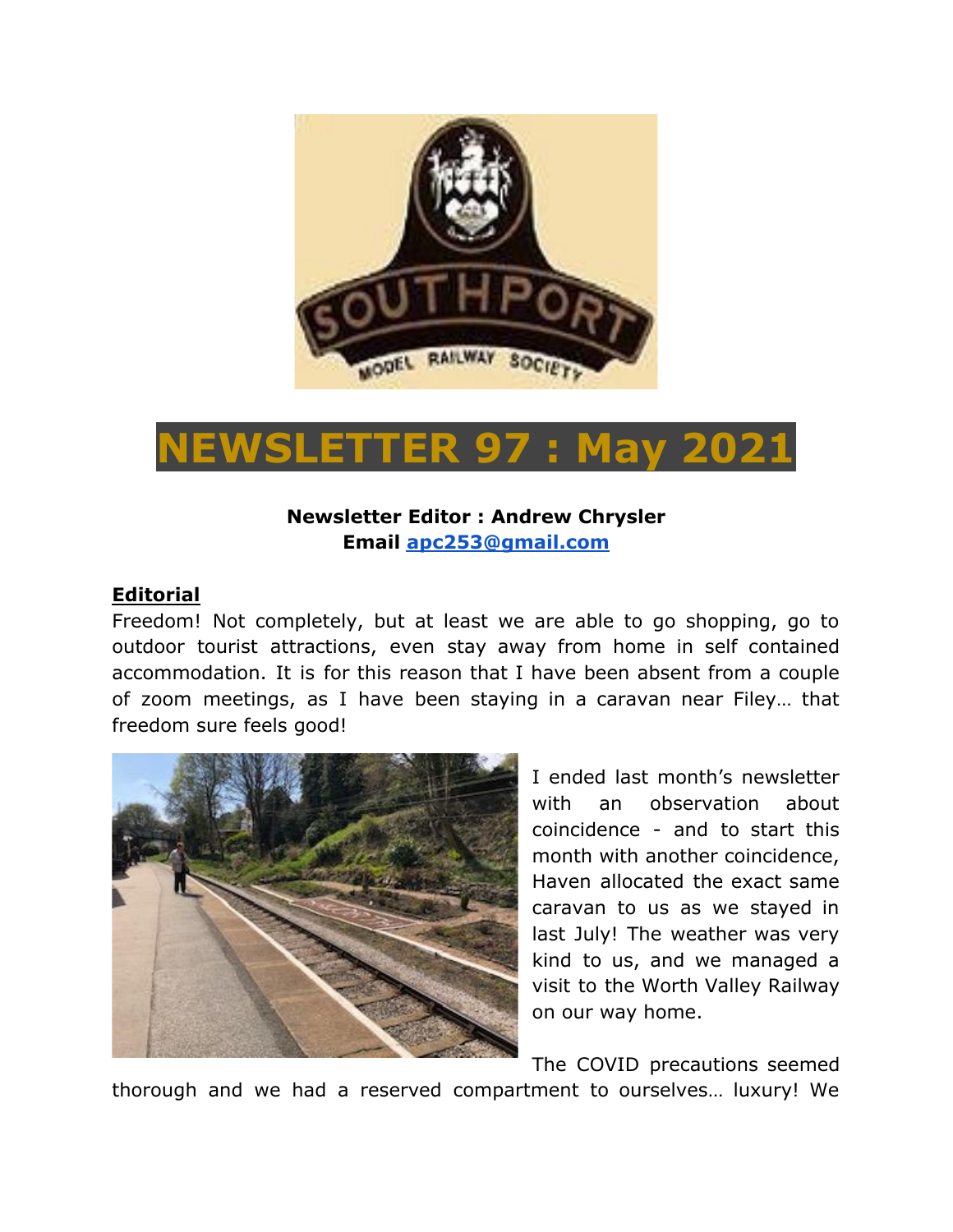# NEWSLETTER 97 : May 2021

**Newsletter Editor : Andrew Chrysler**
**Email apc253@gmail.com**

## Editorial

Freedom! Not completely, but at least we are able to go shopping, go to outdoor tourist attractions, even stay away from home in self contained accommodation. It is for this reason that I have been absent from a couple of zoom meetings, as I have been staying in a caravan near Filey… that freedom sure feels good!

I ended last month's newsletter with an observation about coincidence - and to start this month with another coincidence, Haven allocated the exact same caravan to us as we stayed in last July! The weather was very kind to us, and we managed a visit to the Worth Valley Railway on our way home.

The COVID precautions seemed thorough and we had a reserved compartment to ourselves… luxury! We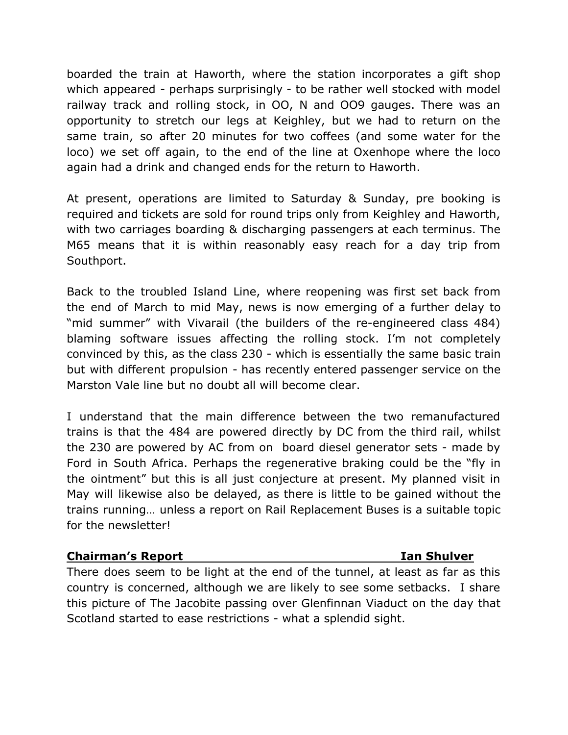boarded the train at Haworth, where the station incorporates a gift shop which appeared - perhaps surprisingly - to be rather well stocked with model railway track and rolling stock, in OO, N and OO9 gauges. There was an opportunity to stretch our legs at Keighley, but we had to return on the same train, so after 20 minutes for two coffees (and some water for the loco) we set off again, to the end of the line at Oxenhope where the loco again had a drink and changed ends for the return to Haworth.

At present, operations are limited to Saturday & Sunday, pre booking is required and tickets are sold for round trips only from Keighley and Haworth, with two carriages boarding & discharging passengers at each terminus. The M65 means that it is within reasonably easy reach for a day trip from Southport.

Back to the troubled Island Line, where reopening was first set back from the end of March to mid May, news is now emerging of a further delay to "mid summer" with Vivarail (the builders of the re-engineered class 484) blaming software issues affecting the rolling stock. I'm not completely convinced by this, as the class 230 - which is essentially the same basic train but with different propulsion - has recently entered passenger service on the Marston Vale line but no doubt all will become clear.

I understand that the main difference between the two remanufactured trains is that the 484 are powered directly by DC from the third rail, whilst the 230 are powered by AC from on board diesel generator sets - made by Ford in South Africa. Perhaps the regenerative braking could be the "fly in the ointment" but this is all just conjecture at present. My planned visit in May will likewise also be delayed, as there is little to be gained without the trains running… unless a report on Rail Replacement Buses is a suitable topic for the newsletter!

## Chairman's Report — Ian Shulver

There does seem to be light at the end of the tunnel, at least as far as this country is concerned, although we are likely to see some setbacks. I share this picture of The Jacobite passing over Glenfinnan Viaduct on the day that Scotland started to ease restrictions - what a splendid sight.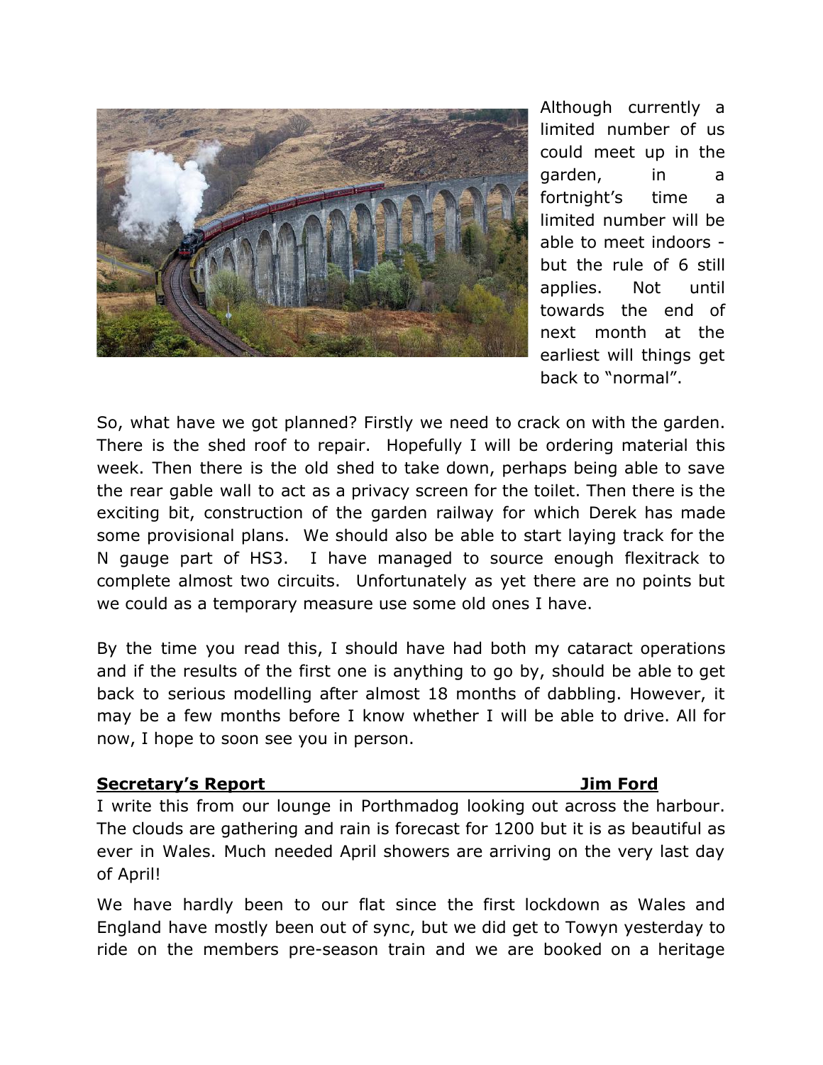Although currently a limited number of us could meet up in the garden, in a fortnight's time a limited number will be able to meet indoors - but the rule of 6 still applies. Not until towards the end of next month at the earliest will things get back to "normal".

So, what have we got planned? Firstly we need to crack on with the garden. There is the shed roof to repair. Hopefully I will be ordering material this week. Then there is the old shed to take down, perhaps being able to save the rear gable wall to act as a privacy screen for the toilet. Then there is the exciting bit, construction of the garden railway for which Derek has made some provisional plans. We should also be able to start laying track for the N gauge part of HS3. I have managed to source enough flexitrack to complete almost two circuits. Unfortunately as yet there are no points but we could as a temporary measure use some old ones I have.

By the time you read this, I should have had both my cataract operations and if the results of the first one is anything to go by, should be able to get back to serious modelling after almost 18 months of dabbling. However, it may be a few months before I know whether I will be able to drive. All for now, I hope to soon see you in person.

## Secretary's Report — Jim Ford

I write this from our lounge in Porthmadog looking out across the harbour. The clouds are gathering and rain is forecast for 1200 but it is as beautiful as ever in Wales. Much needed April showers are arriving on the very last day of April!

We have hardly been to our flat since the first lockdown as Wales and England have mostly been out of sync, but we did get to Towyn yesterday to ride on the members pre-season train and we are booked on a heritage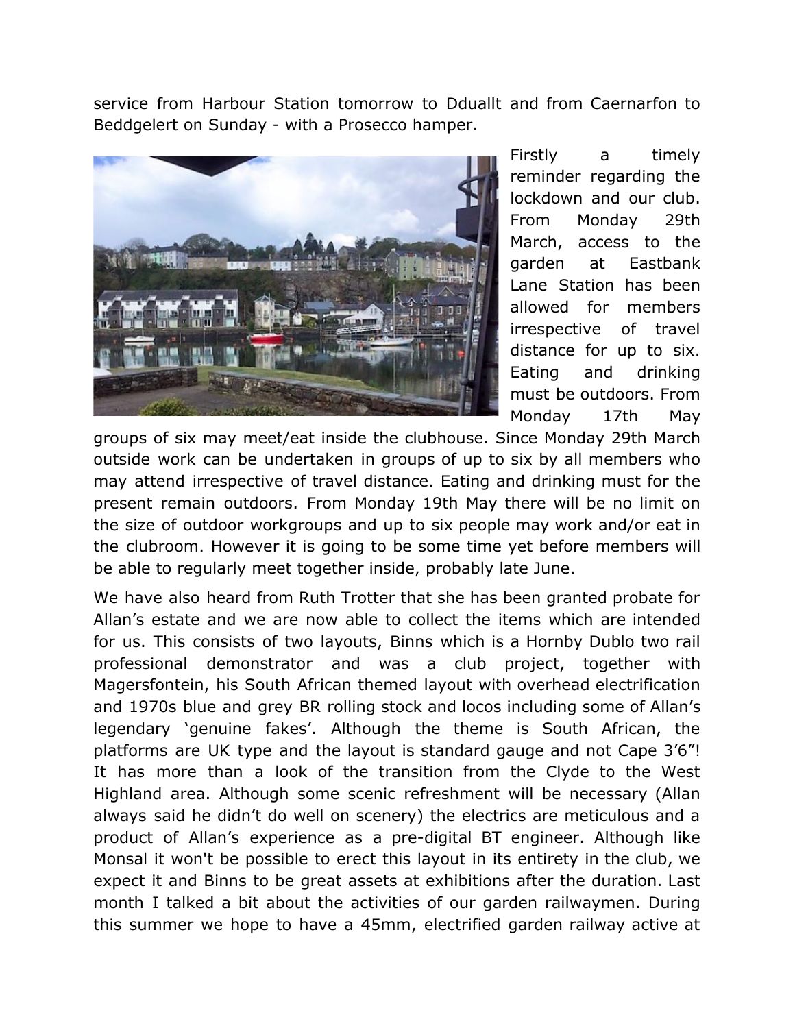service from Harbour Station tomorrow to Dduallt and from Caernarfon to Beddgelert on Sunday - with a Prosecco hamper.

Firstly a timely reminder regarding the lockdown and our club. From Monday 29th March, access to the garden at Eastbank Lane Station has been allowed for members irrespective of travel distance for up to six. Eating and drinking must be outdoors. From Monday 17th May groups of six may meet/eat inside the clubhouse. Since Monday 29th March outside work can be undertaken in groups of up to six by all members who may attend irrespective of travel distance. Eating and drinking must for the present remain outdoors. From Monday 19th May there will be no limit on the size of outdoor workgroups and up to six people may work and/or eat in the clubroom. However it is going to be some time yet before members will be able to regularly meet together inside, probably late June.

We have also heard from Ruth Trotter that she has been granted probate for Allan's estate and we are now able to collect the items which are intended for us. This consists of two layouts, Binns which is a Hornby Dublo two rail professional demonstrator and was a club project, together with Magersfontein, his South African themed layout with overhead electrification and 1970s blue and grey BR rolling stock and locos including some of Allan's legendary 'genuine fakes'. Although the theme is South African, the platforms are UK type and the layout is standard gauge and not Cape 3'6"! It has more than a look of the transition from the Clyde to the West Highland area. Although some scenic refreshment will be necessary (Allan always said he didn't do well on scenery) the electrics are meticulous and a product of Allan's experience as a pre-digital BT engineer. Although like Monsal it won't be possible to erect this layout in its entirety in the club, we expect it and Binns to be great assets at exhibitions after the duration. Last month I talked a bit about the activities of our garden railwaymen. During this summer we hope to have a 45mm, electrified garden railway active at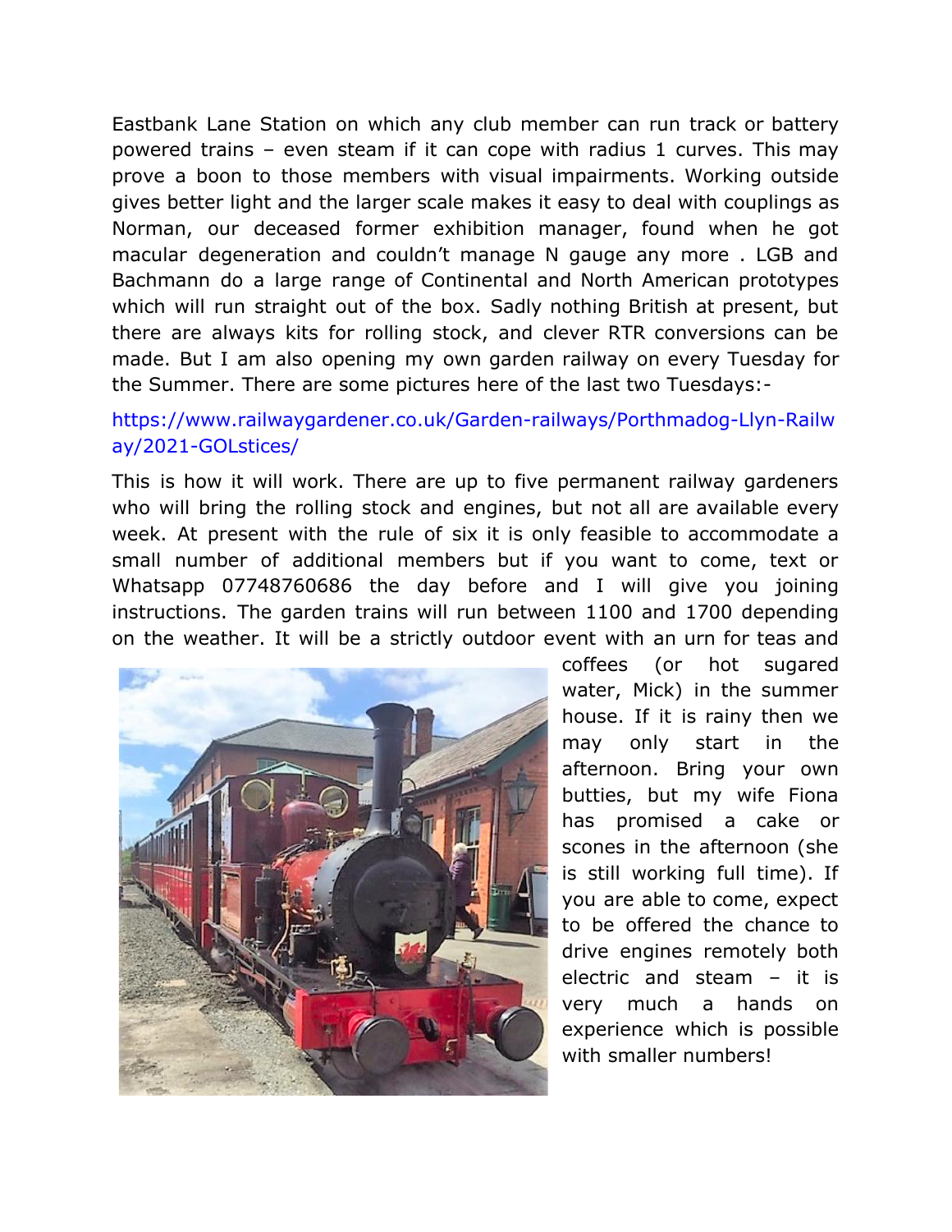Eastbank Lane Station on which any club member can run track or battery powered trains – even steam if it can cope with radius 1 curves. This may prove a boon to those members with visual impairments. Working outside gives better light and the larger scale makes it easy to deal with couplings as Norman, our deceased former exhibition manager, found when he got macular degeneration and couldn't manage N gauge any more . LGB and Bachmann do a large range of Continental and North American prototypes which will run straight out of the box. Sadly nothing British at present, but there are always kits for rolling stock, and clever RTR conversions can be made. But I am also opening my own garden railway on every Tuesday for the Summer. There are some pictures here of the last two Tuesdays:-

https://www.railwaygardener.co.uk/Garden-railways/Porthmadog-Llyn-Railway/2021-GOLstices/

This is how it will work. There are up to five permanent railway gardeners who will bring the rolling stock and engines, but not all are available every week. At present with the rule of six it is only feasible to accommodate a small number of additional members but if you want to come, text or Whatsapp 07748760686 the day before and I will give you joining instructions. The garden trains will run between 1100 and 1700 depending on the weather. It will be a strictly outdoor event with an urn for teas and coffees (or hot sugared water, Mick) in the summer house. If it is rainy then we may only start in the afternoon. Bring your own butties, but my wife Fiona has promised a cake or scones in the afternoon (she is still working full time). If you are able to come, expect to be offered the chance to drive engines remotely both electric and steam – it is very much a hands on experience which is possible with smaller numbers!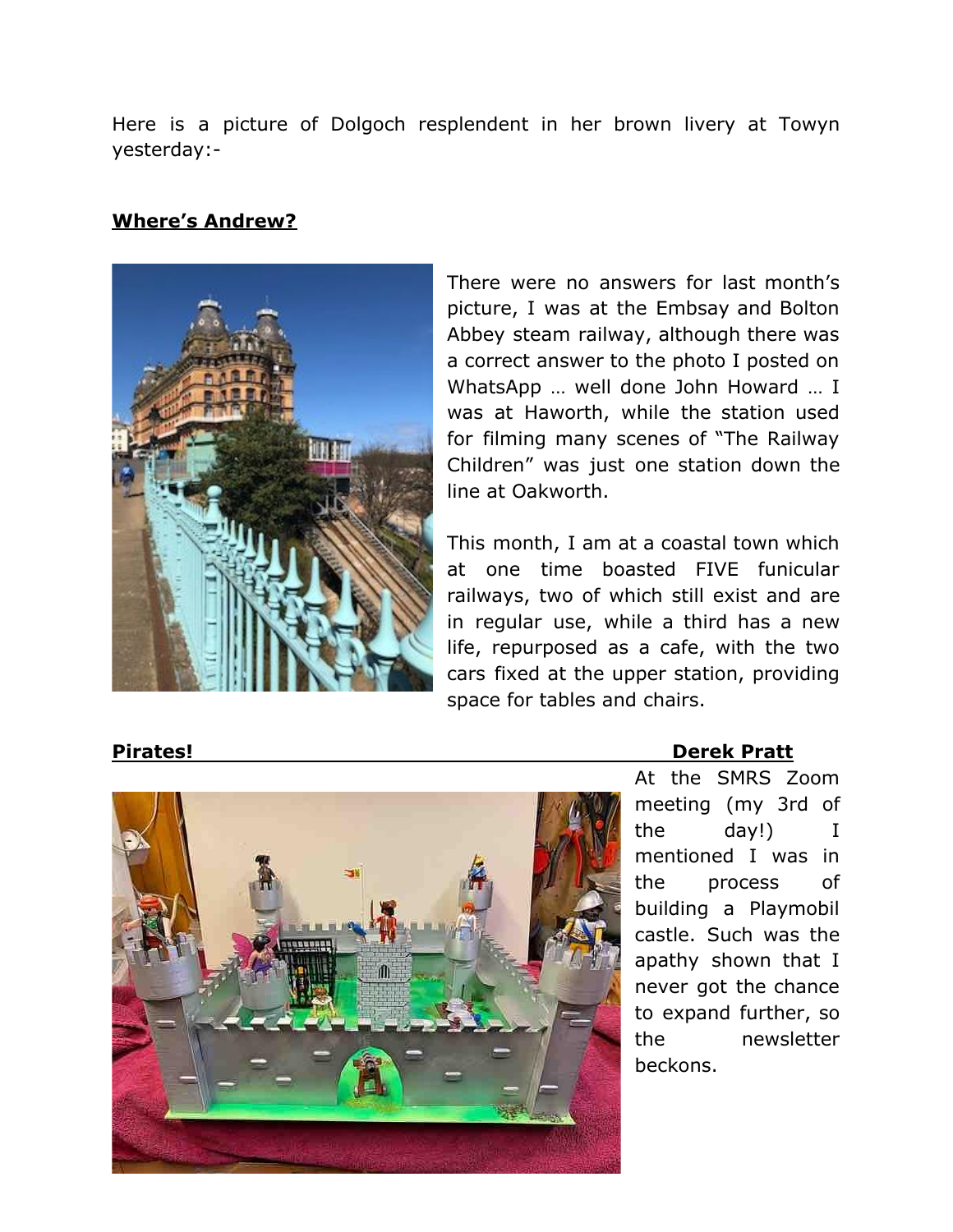Here is a picture of Dolgoch resplendent in her brown livery at Towyn yesterday:-

## Where's Andrew?

There were no answers for last month's picture, I was at the Embsay and Bolton Abbey steam railway, although there was a correct answer to the photo I posted on WhatsApp … well done John Howard … I was at Haworth, while the station used for filming many scenes of "The Railway Children" was just one station down the line at Oakworth.

This month, I am at a coastal town which at one time boasted FIVE funicular railways, two of which still exist and are in regular use, while a third has a new life, repurposed as a cafe, with the two cars fixed at the upper station, providing space for tables and chairs.

## Pirates! — Derek Pratt

At the SMRS Zoom meeting (my 3rd of the day!) I mentioned I was in the process of building a Playmobil castle. Such was the apathy shown that I never got the chance to expand further, so the newsletter beckons.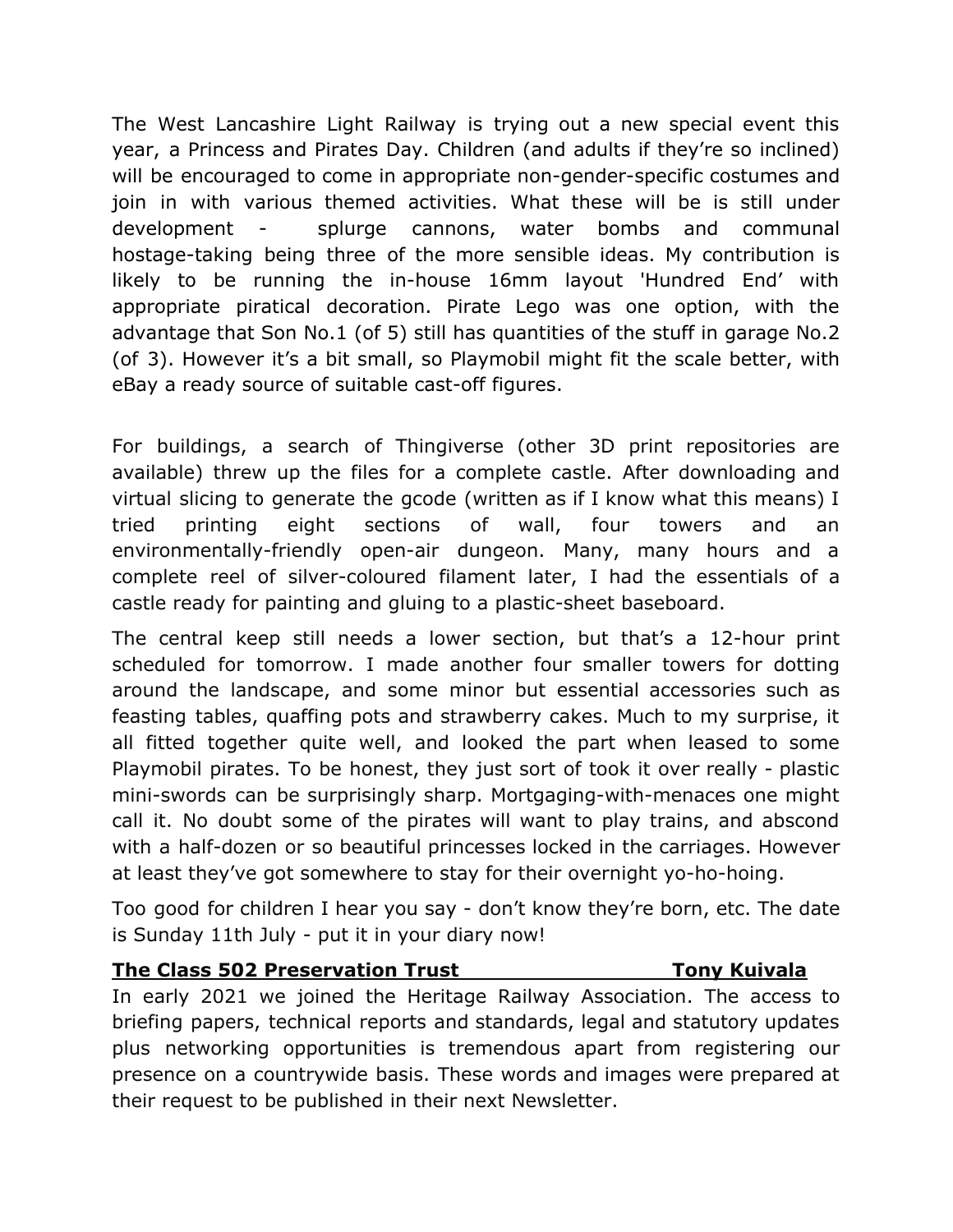The West Lancashire Light Railway is trying out a new special event this year, a Princess and Pirates Day. Children (and adults if they're so inclined) will be encouraged to come in appropriate non-gender-specific costumes and join in with various themed activities. What these will be is still under development - splurge cannons, water bombs and communal hostage-taking being three of the more sensible ideas. My contribution is likely to be running the in-house 16mm layout 'Hundred End' with appropriate piratical decoration. Pirate Lego was one option, with the advantage that Son No.1 (of 5) still has quantities of the stuff in garage No.2 (of 3). However it's a bit small, so Playmobil might fit the scale better, with eBay a ready source of suitable cast-off figures.

For buildings, a search of Thingiverse (other 3D print repositories are available) threw up the files for a complete castle. After downloading and virtual slicing to generate the gcode (written as if I know what this means) I tried printing eight sections of wall, four towers and an environmentally-friendly open-air dungeon. Many, many hours and a complete reel of silver-coloured filament later, I had the essentials of a castle ready for painting and gluing to a plastic-sheet baseboard.

The central keep still needs a lower section, but that's a 12-hour print scheduled for tomorrow. I made another four smaller towers for dotting around the landscape, and some minor but essential accessories such as feasting tables, quaffing pots and strawberry cakes. Much to my surprise, it all fitted together quite well, and looked the part when leased to some Playmobil pirates. To be honest, they just sort of took it over really - plastic mini-swords can be surprisingly sharp. Mortgaging-with-menaces one might call it. No doubt some of the pirates will want to play trains, and abscond with a half-dozen or so beautiful princesses locked in the carriages. However at least they've got somewhere to stay for their overnight yo-ho-hoing.

Too good for children I hear you say - don't know they're born, etc. The date is Sunday 11th July - put it in your diary now!

**The Class 502 Preservation Trust** **Tony Kuivala**

In early 2021 we joined the Heritage Railway Association. The access to briefing papers, technical reports and standards, legal and statutory updates plus networking opportunities is tremendous apart from registering our presence on a countrywide basis. These words and images were prepared at their request to be published in their next Newsletter.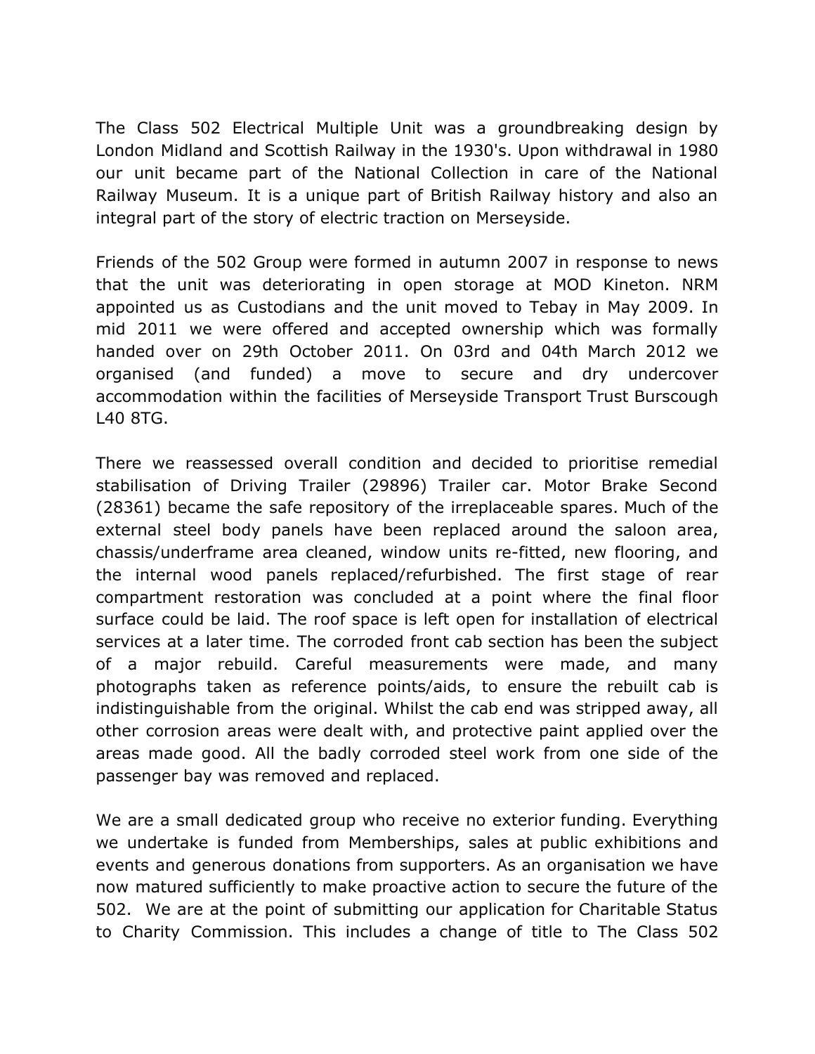The Class 502 Electrical Multiple Unit was a groundbreaking design by London Midland and Scottish Railway in the 1930's. Upon withdrawal in 1980 our unit became part of the National Collection in care of the National Railway Museum. It is a unique part of British Railway history and also an integral part of the story of electric traction on Merseyside.

Friends of the 502 Group were formed in autumn 2007 in response to news that the unit was deteriorating in open storage at MOD Kineton. NRM appointed us as Custodians and the unit moved to Tebay in May 2009. In mid 2011 we were offered and accepted ownership which was formally handed over on 29th October 2011. On 03rd and 04th March 2012 we organised (and funded) a move to secure and dry undercover accommodation within the facilities of Merseyside Transport Trust Burscough L40 8TG.

There we reassessed overall condition and decided to prioritise remedial stabilisation of Driving Trailer (29896) Trailer car. Motor Brake Second (28361) became the safe repository of the irreplaceable spares. Much of the external steel body panels have been replaced around the saloon area, chassis/underframe area cleaned, window units re-fitted, new flooring, and the internal wood panels replaced/refurbished. The first stage of rear compartment restoration was concluded at a point where the final floor surface could be laid. The roof space is left open for installation of electrical services at a later time. The corroded front cab section has been the subject of a major rebuild. Careful measurements were made, and many photographs taken as reference points/aids, to ensure the rebuilt cab is indistinguishable from the original. Whilst the cab end was stripped away, all other corrosion areas were dealt with, and protective paint applied over the areas made good. All the badly corroded steel work from one side of the passenger bay was removed and replaced.

We are a small dedicated group who receive no exterior funding. Everything we undertake is funded from Memberships, sales at public exhibitions and events and generous donations from supporters. As an organisation we have now matured sufficiently to make proactive action to secure the future of the 502. We are at the point of submitting our application for Charitable Status to Charity Commission. This includes a change of title to The Class 502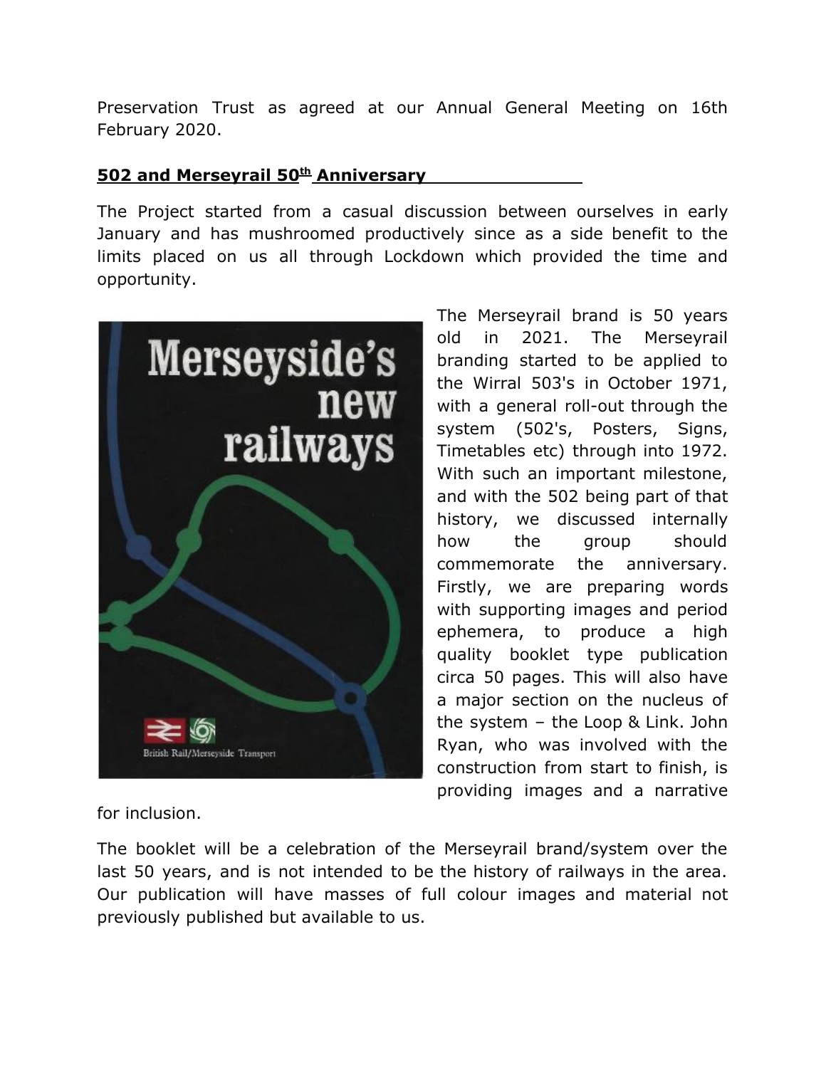Preservation Trust as agreed at our Annual General Meeting on 16th February 2020.

## 502 and Merseyrail 50th Anniversary

The Project started from a casual discussion between ourselves in early January and has mushroomed productively since as a side benefit to the limits placed on us all through Lockdown which provided the time and opportunity.

The Merseyrail brand is 50 years old in 2021. The Merseyrail branding started to be applied to the Wirral 503's in October 1971, with a general roll-out through the system (502's, Posters, Signs, Timetables etc) through into 1972. With such an important milestone, and with the 502 being part of that history, we discussed internally how the group should commemorate the anniversary. Firstly, we are preparing words with supporting images and period ephemera, to produce a high quality booklet type publication circa 50 pages. This will also have a major section on the nucleus of the system – the Loop & Link. John Ryan, who was involved with the construction from start to finish, is providing images and a narrative for inclusion.

The booklet will be a celebration of the Merseyrail brand/system over the last 50 years, and is not intended to be the history of railways in the area. Our publication will have masses of full colour images and material not previously published but available to us.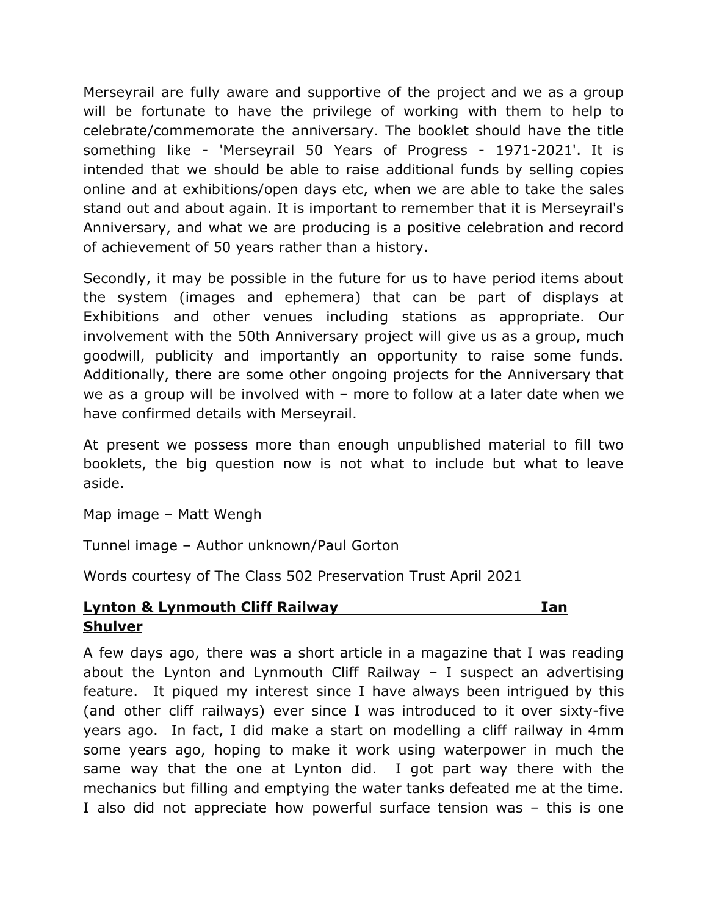Merseyrail are fully aware and supportive of the project and we as a group will be fortunate to have the privilege of working with them to help to celebrate/commemorate the anniversary. The booklet should have the title something like - 'Merseyrail 50 Years of Progress - 1971-2021'. It is intended that we should be able to raise additional funds by selling copies online and at exhibitions/open days etc, when we are able to take the sales stand out and about again. It is important to remember that it is Merseyrail's Anniversary, and what we are producing is a positive celebration and record of achievement of 50 years rather than a history.

Secondly, it may be possible in the future for us to have period items about the system (images and ephemera) that can be part of displays at Exhibitions and other venues including stations as appropriate. Our involvement with the 50th Anniversary project will give us as a group, much goodwill, publicity and importantly an opportunity to raise some funds. Additionally, there are some other ongoing projects for the Anniversary that we as a group will be involved with – more to follow at a later date when we have confirmed details with Merseyrail.

At present we possess more than enough unpublished material to fill two booklets, the big question now is not what to include but what to leave aside.

Map image – Matt Wengh

Tunnel image – Author unknown/Paul Gorton

Words courtesy of The Class 502 Preservation Trust April 2021

## Lynton & Lynmouth Cliff Railway — Ian Shulver

A few days ago, there was a short article in a magazine that I was reading about the Lynton and Lynmouth Cliff Railway – I suspect an advertising feature. It piqued my interest since I have always been intrigued by this (and other cliff railways) ever since I was introduced to it over sixty-five years ago. In fact, I did make a start on modelling a cliff railway in 4mm some years ago, hoping to make it work using waterpower in much the same way that the one at Lynton did. I got part way there with the mechanics but filling and emptying the water tanks defeated me at the time. I also did not appreciate how powerful surface tension was – this is one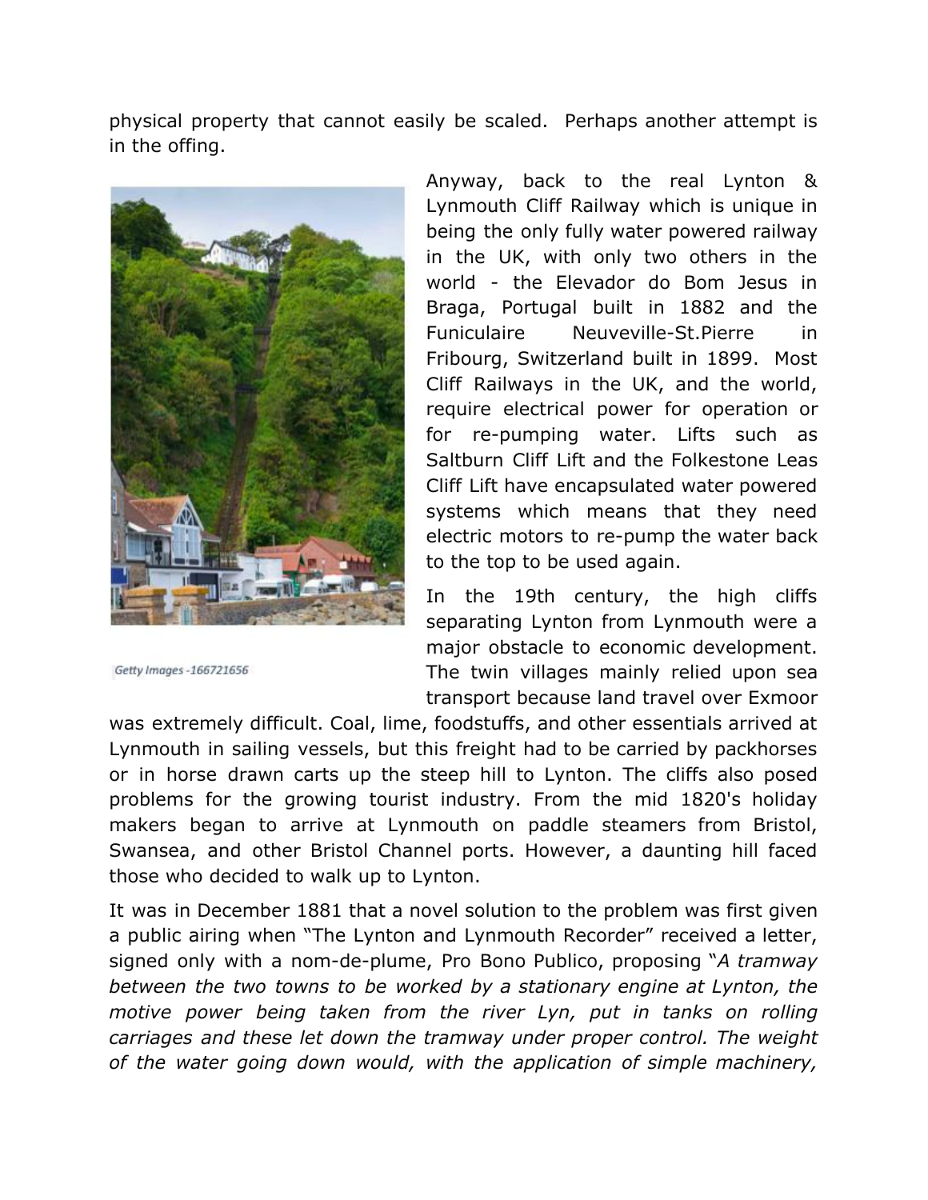physical property that cannot easily be scaled. Perhaps another attempt is in the offing.

Getty Images -166721656

Anyway, back to the real Lynton & Lynmouth Cliff Railway which is unique in being the only fully water powered railway in the UK, with only two others in the world - the Elevador do Bom Jesus in Braga, Portugal built in 1882 and the Funiculaire Neuveville-St.Pierre in Fribourg, Switzerland built in 1899. Most Cliff Railways in the UK, and the world, require electrical power for operation or for re-pumping water. Lifts such as Saltburn Cliff Lift and the Folkestone Leas Cliff Lift have encapsulated water powered systems which means that they need electric motors to re-pump the water back to the top to be used again.

In the 19th century, the high cliffs separating Lynton from Lynmouth were a major obstacle to economic development. The twin villages mainly relied upon sea transport because land travel over Exmoor was extremely difficult. Coal, lime, foodstuffs, and other essentials arrived at Lynmouth in sailing vessels, but this freight had to be carried by packhorses or in horse drawn carts up the steep hill to Lynton. The cliffs also posed problems for the growing tourist industry. From the mid 1820's holiday makers began to arrive at Lynmouth on paddle steamers from Bristol, Swansea, and other Bristol Channel ports. However, a daunting hill faced those who decided to walk up to Lynton.

It was in December 1881 that a novel solution to the problem was first given a public airing when "The Lynton and Lynmouth Recorder" received a letter, signed only with a nom-de-plume, Pro Bono Publico, proposing "*A tramway between the two towns to be worked by a stationary engine at Lynton, the motive power being taken from the river Lyn, put in tanks on rolling carriages and these let down the tramway under proper control. The weight of the water going down would, with the application of simple machinery,*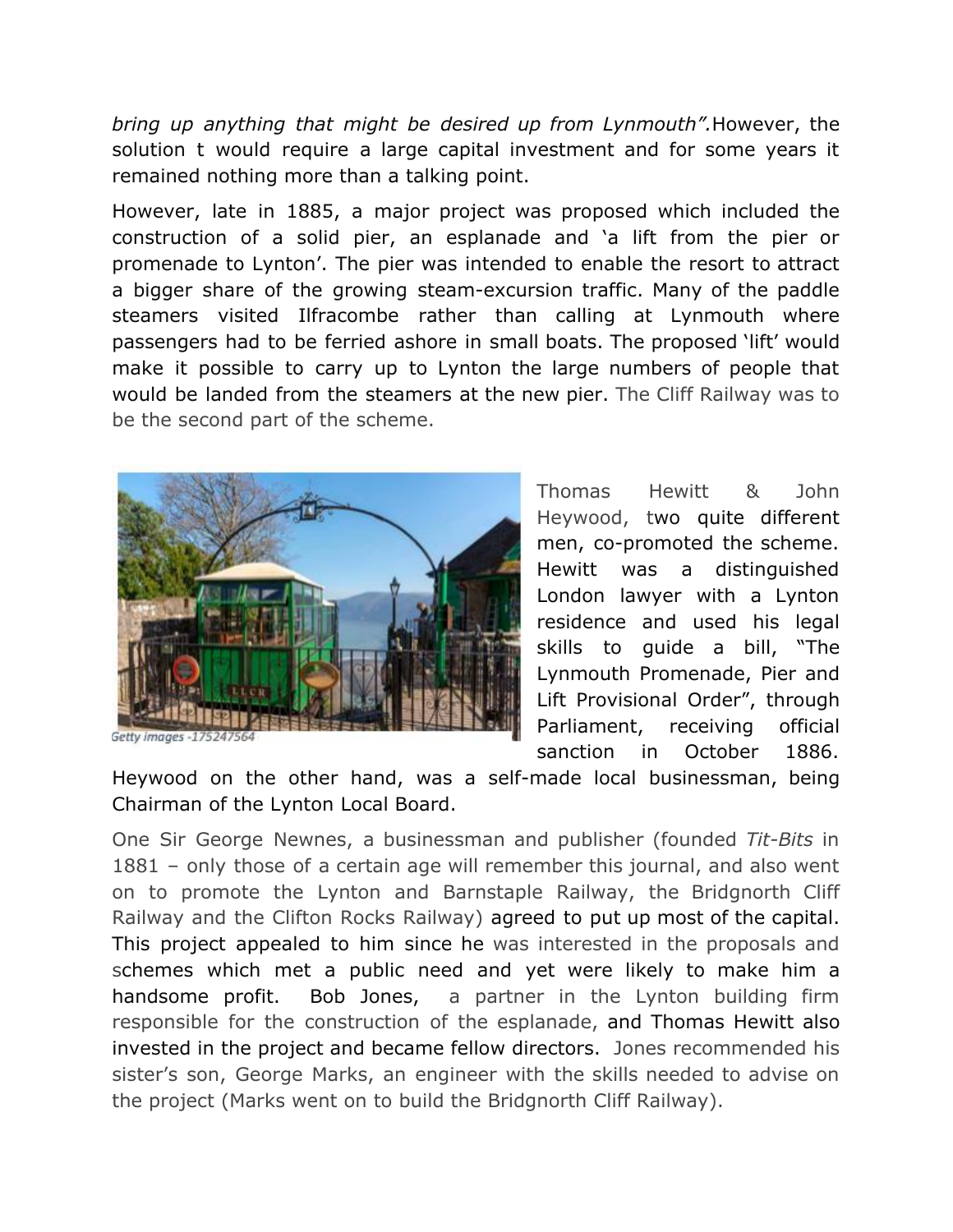*bring up anything that might be desired up from Lynmouth".* However, the solution t would require a large capital investment and for some years it remained nothing more than a talking point.

However, late in 1885, a major project was proposed which included the construction of a solid pier, an esplanade and 'a lift from the pier or promenade to Lynton'. The pier was intended to enable the resort to attract a bigger share of the growing steam-excursion traffic. Many of the paddle steamers visited Ilfracombe rather than calling at Lynmouth where passengers had to be ferried ashore in small boats. The proposed 'lift' would make it possible to carry up to Lynton the large numbers of people that would be landed from the steamers at the new pier. The Cliff Railway was to be the second part of the scheme.

Getty images -175247564

Thomas Hewitt & John Heywood, two quite different men, co-promoted the scheme. Hewitt was a distinguished London lawyer with a Lynton residence and used his legal skills to guide a bill, "The Lynmouth Promenade, Pier and Lift Provisional Order", through Parliament, receiving official sanction in October 1886. Heywood on the other hand, was a self-made local businessman, being Chairman of the Lynton Local Board.

One Sir George Newnes, a businessman and publisher (founded *Tit-Bits* in 1881 – only those of a certain age will remember this journal, and also went on to promote the Lynton and Barnstaple Railway, the Bridgnorth Cliff Railway and the Clifton Rocks Railway) agreed to put up most of the capital. This project appealed to him since he was interested in the proposals and schemes which met a public need and yet were likely to make him a handsome profit. Bob Jones, a partner in the Lynton building firm responsible for the construction of the esplanade, and Thomas Hewitt also invested in the project and became fellow directors. Jones recommended his sister's son, George Marks, an engineer with the skills needed to advise on the project (Marks went on to build the Bridgnorth Cliff Railway).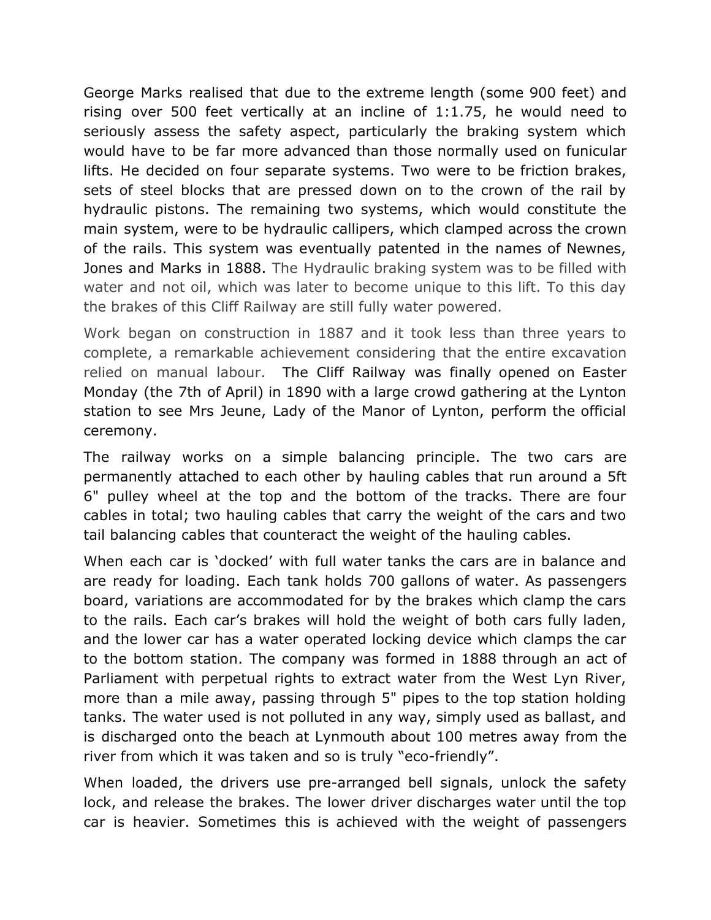George Marks realised that due to the extreme length (some 900 feet) and rising over 500 feet vertically at an incline of 1:1.75, he would need to seriously assess the safety aspect, particularly the braking system which would have to be far more advanced than those normally used on funicular lifts. He decided on four separate systems. Two were to be friction brakes, sets of steel blocks that are pressed down on to the crown of the rail by hydraulic pistons. The remaining two systems, which would constitute the main system, were to be hydraulic callipers, which clamped across the crown of the rails. This system was eventually patented in the names of Newnes, Jones and Marks in 1888. The Hydraulic braking system was to be filled with water and not oil, which was later to become unique to this lift. To this day the brakes of this Cliff Railway are still fully water powered.

Work began on construction in 1887 and it took less than three years to complete, a remarkable achievement considering that the entire excavation relied on manual labour. The Cliff Railway was finally opened on Easter Monday (the 7th of April) in 1890 with a large crowd gathering at the Lynton station to see Mrs Jeune, Lady of the Manor of Lynton, perform the official ceremony.

The railway works on a simple balancing principle. The two cars are permanently attached to each other by hauling cables that run around a 5ft 6" pulley wheel at the top and the bottom of the tracks. There are four cables in total; two hauling cables that carry the weight of the cars and two tail balancing cables that counteract the weight of the hauling cables.

When each car is 'docked' with full water tanks the cars are in balance and are ready for loading. Each tank holds 700 gallons of water. As passengers board, variations are accommodated for by the brakes which clamp the cars to the rails. Each car's brakes will hold the weight of both cars fully laden, and the lower car has a water operated locking device which clamps the car to the bottom station. The company was formed in 1888 through an act of Parliament with perpetual rights to extract water from the West Lyn River, more than a mile away, passing through 5" pipes to the top station holding tanks. The water used is not polluted in any way, simply used as ballast, and is discharged onto the beach at Lynmouth about 100 metres away from the river from which it was taken and so is truly "eco-friendly".

When loaded, the drivers use pre-arranged bell signals, unlock the safety lock, and release the brakes. The lower driver discharges water until the top car is heavier. Sometimes this is achieved with the weight of passengers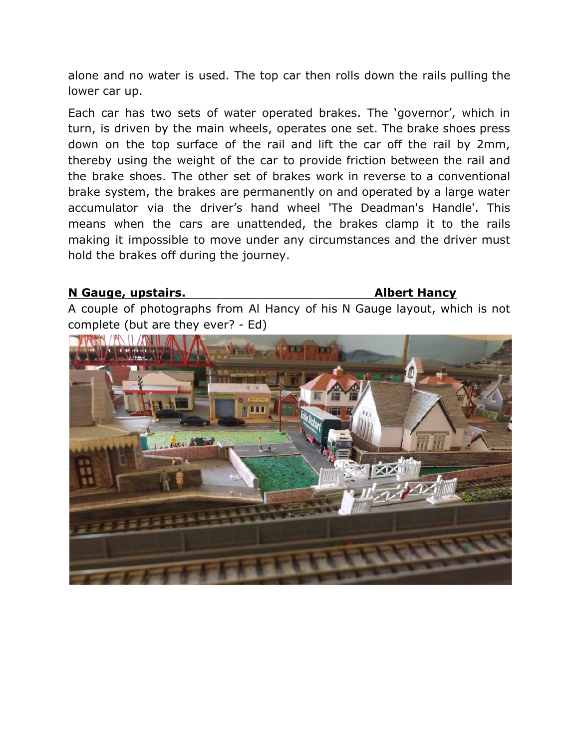alone and no water is used. The top car then rolls down the rails pulling the lower car up.

Each car has two sets of water operated brakes. The 'governor', which in turn, is driven by the main wheels, operates one set. The brake shoes press down on the top surface of the rail and lift the car off the rail by 2mm, thereby using the weight of the car to provide friction between the rail and the brake shoes. The other set of brakes work in reverse to a conventional brake system, the brakes are permanently on and operated by a large water accumulator via the driver's hand wheel 'The Deadman's Handle'. This means when the cars are unattended, the brakes clamp it to the rails making it impossible to move under any circumstances and the driver must hold the brakes off during the journey.

**N Gauge, upstairs. Albert Hancy**

A couple of photographs from Al Hancy of his N Gauge layout, which is not complete (but are they ever? - Ed)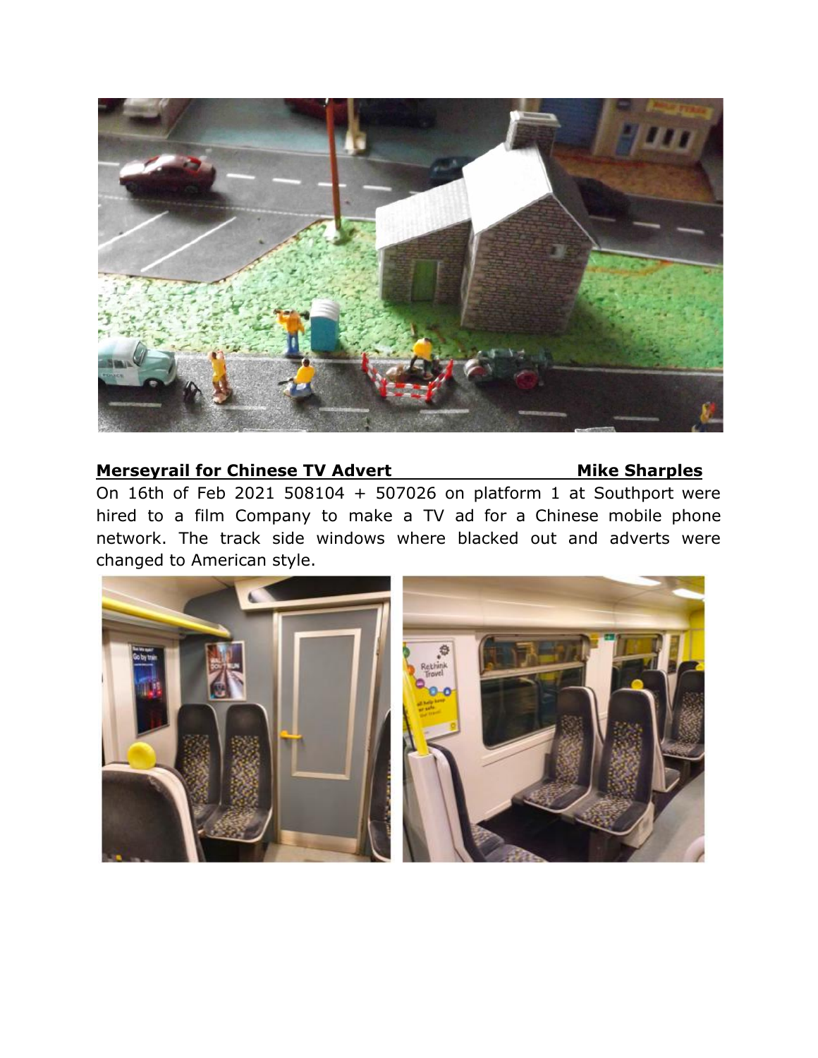## Merseyrail for Chinese TV Advert — Mike Sharples

On 16th of Feb 2021 508104 + 507026 on platform 1 at Southport were hired to a film Company to make a TV ad for a Chinese mobile phone network. The track side windows where blacked out and adverts were changed to American style.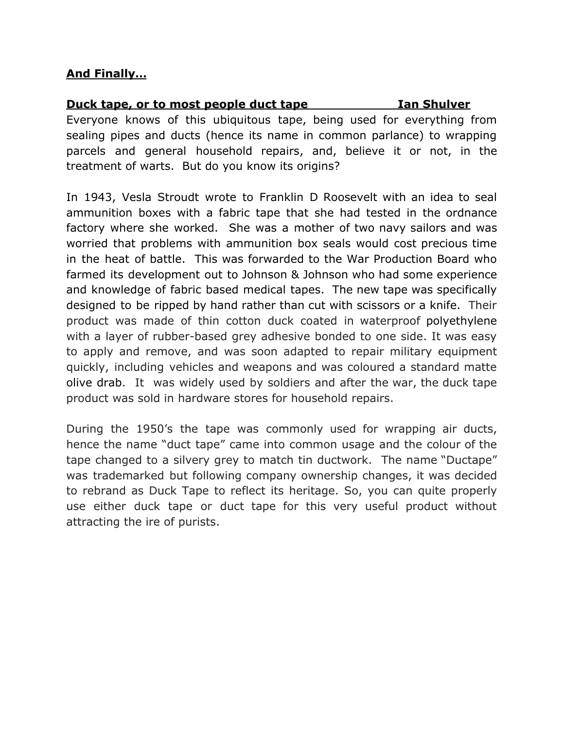**And Finally…**

**Duck tape, or to most people duct tape** **Ian Shulver**

Everyone knows of this ubiquitous tape, being used for everything from sealing pipes and ducts (hence its name in common parlance) to wrapping parcels and general household repairs, and, believe it or not, in the treatment of warts. But do you know its origins?

In 1943, Vesla Stroudt wrote to Franklin D Roosevelt with an idea to seal ammunition boxes with a fabric tape that she had tested in the ordnance factory where she worked. She was a mother of two navy sailors and was worried that problems with ammunition box seals would cost precious time in the heat of battle. This was forwarded to the War Production Board who farmed its development out to Johnson & Johnson who had some experience and knowledge of fabric based medical tapes. The new tape was specifically designed to be ripped by hand rather than cut with scissors or a knife. Their product was made of thin cotton duck coated in waterproof polyethylene with a layer of rubber-based grey adhesive bonded to one side. It was easy to apply and remove, and was soon adapted to repair military equipment quickly, including vehicles and weapons and was coloured a standard matte olive drab. It was widely used by soldiers and after the war, the duck tape product was sold in hardware stores for household repairs.

During the 1950's the tape was commonly used for wrapping air ducts, hence the name "duct tape" came into common usage and the colour of the tape changed to a silvery grey to match tin ductwork. The name "Ductape" was trademarked but following company ownership changes, it was decided to rebrand as Duck Tape to reflect its heritage. So, you can quite properly use either duck tape or duct tape for this very useful product without attracting the ire of purists.